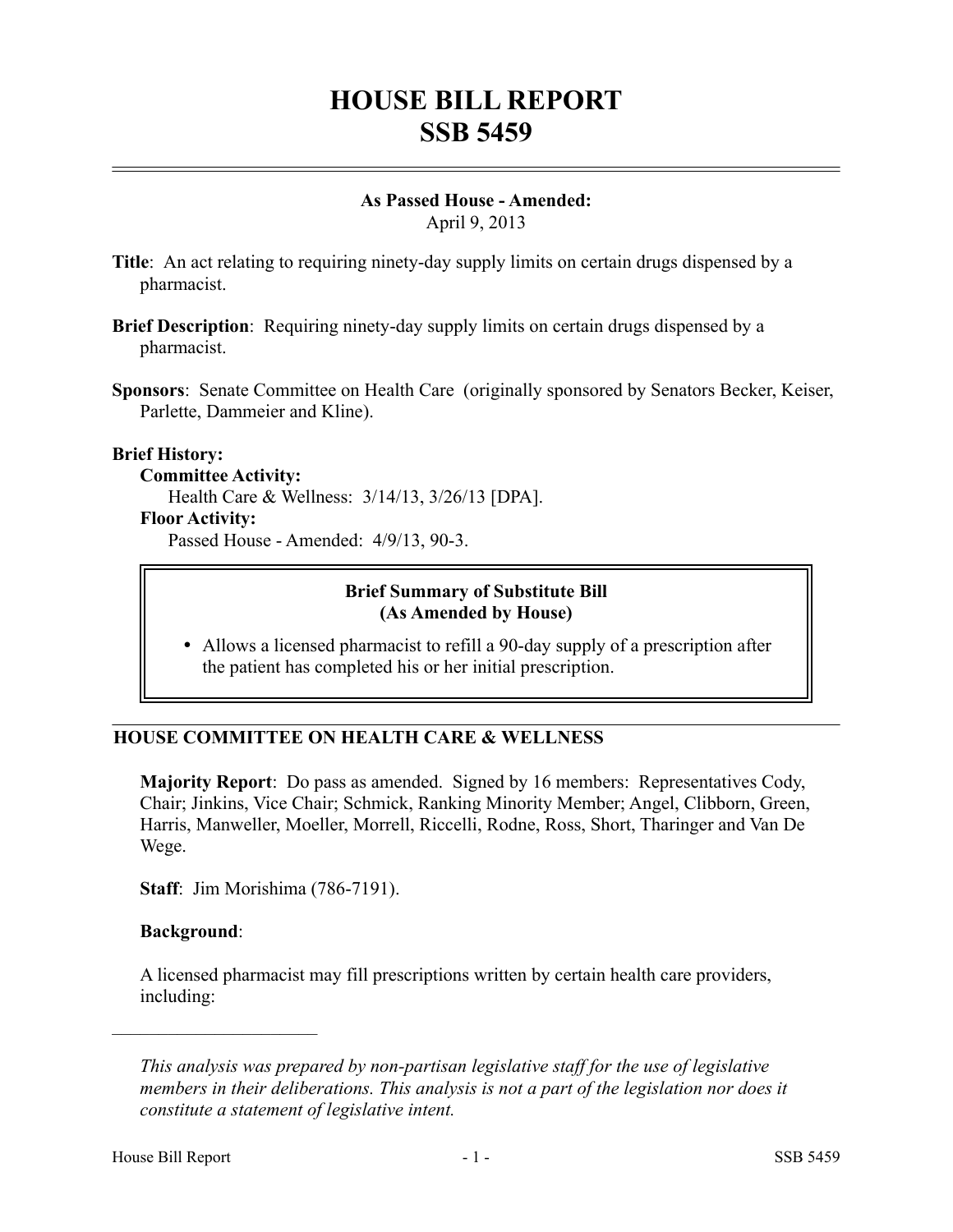# HOUSE BILL REPORT
# SSB 5459

**As Passed House - Amended:**
April 9, 2013

**Title**: An act relating to requiring ninety-day supply limits on certain drugs dispensed by a pharmacist.

**Brief Description**: Requiring ninety-day supply limits on certain drugs dispensed by a pharmacist.

**Sponsors**: Senate Committee on Health Care (originally sponsored by Senators Becker, Keiser, Parlette, Dammeier and Kline).

**Brief History:**

**Committee Activity:**
Health Care & Wellness: 3/14/13, 3/26/13 [DPA].

**Floor Activity:**
Passed House - Amended: 4/9/13, 90-3.

**Brief Summary of Substitute Bill (As Amended by House)**

- Allows a licensed pharmacist to refill a 90-day supply of a prescription after the patient has completed his or her initial prescription.

## HOUSE COMMITTEE ON HEALTH CARE & WELLNESS

**Majority Report**: Do pass as amended. Signed by 16 members: Representatives Cody, Chair; Jinkins, Vice Chair; Schmick, Ranking Minority Member; Angel, Clibborn, Green, Harris, Manweller, Moeller, Morrell, Riccelli, Rodne, Ross, Short, Tharinger and Van De Wege.

**Staff**: Jim Morishima (786-7191).

**Background**:

A licensed pharmacist may fill prescriptions written by certain health care providers, including:

---

*This analysis was prepared by non-partisan legislative staff for the use of legislative members in their deliberations. This analysis is not a part of the legislation nor does it constitute a statement of legislative intent.*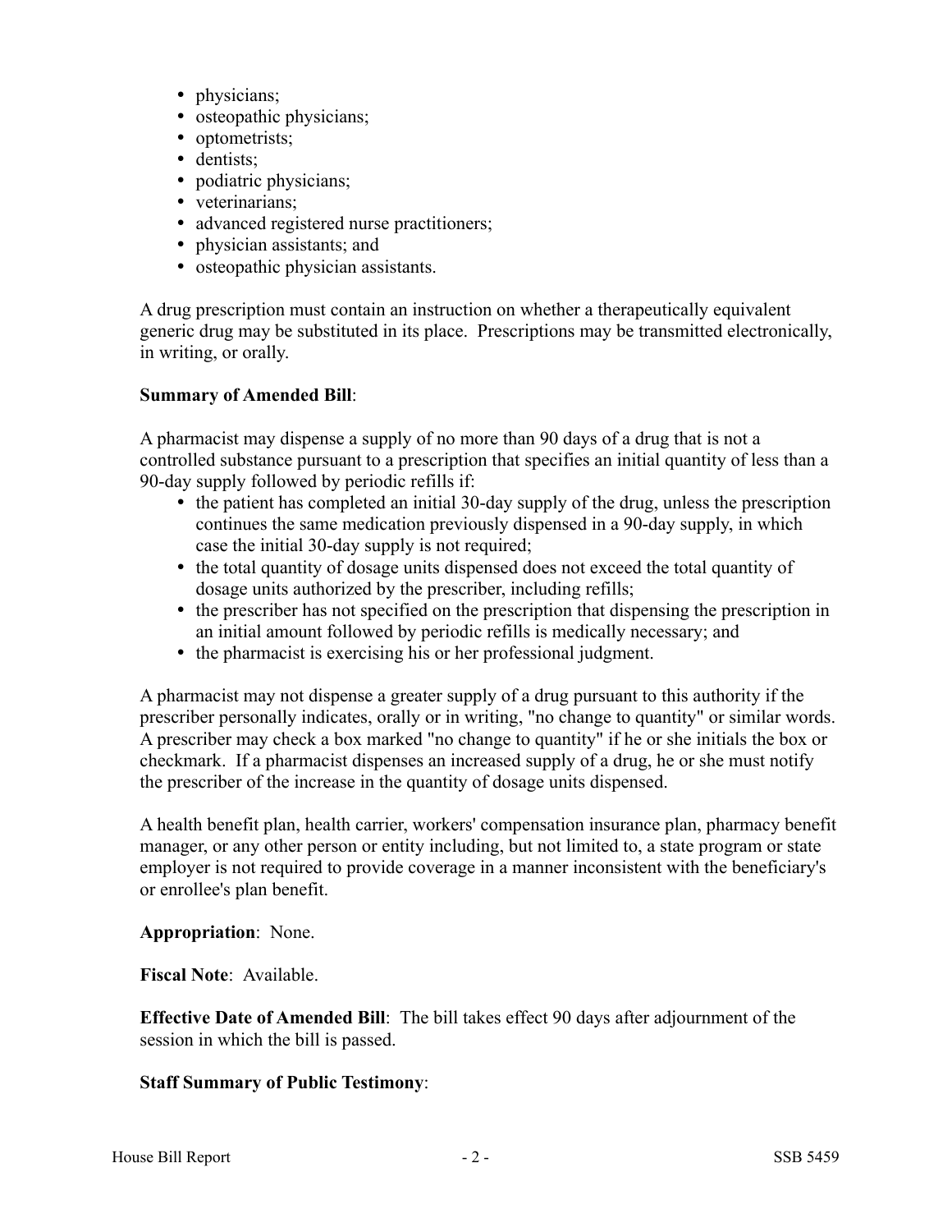- physicians;
- osteopathic physicians;
- optometrists;
- dentists;
- podiatric physicians;
- veterinarians;
- advanced registered nurse practitioners;
- physician assistants; and
- osteopathic physician assistants.

A drug prescription must contain an instruction on whether a therapeutically equivalent generic drug may be substituted in its place. Prescriptions may be transmitted electronically, in writing, or orally.

**Summary of Amended Bill**:

A pharmacist may dispense a supply of no more than 90 days of a drug that is not a controlled substance pursuant to a prescription that specifies an initial quantity of less than a 90-day supply followed by periodic refills if:

- the patient has completed an initial 30-day supply of the drug, unless the prescription continues the same medication previously dispensed in a 90-day supply, in which case the initial 30-day supply is not required;
- the total quantity of dosage units dispensed does not exceed the total quantity of dosage units authorized by the prescriber, including refills;
- the prescriber has not specified on the prescription that dispensing the prescription in an initial amount followed by periodic refills is medically necessary; and
- the pharmacist is exercising his or her professional judgment.

A pharmacist may not dispense a greater supply of a drug pursuant to this authority if the prescriber personally indicates, orally or in writing, "no change to quantity" or similar words. A prescriber may check a box marked "no change to quantity" if he or she initials the box or checkmark. If a pharmacist dispenses an increased supply of a drug, he or she must notify the prescriber of the increase in the quantity of dosage units dispensed.

A health benefit plan, health carrier, workers' compensation insurance plan, pharmacy benefit manager, or any other person or entity including, but not limited to, a state program or state employer is not required to provide coverage in a manner inconsistent with the beneficiary's or enrollee's plan benefit.

**Appropriation**: None.

**Fiscal Note**: Available.

**Effective Date of Amended Bill**: The bill takes effect 90 days after adjournment of the session in which the bill is passed.

**Staff Summary of Public Testimony**: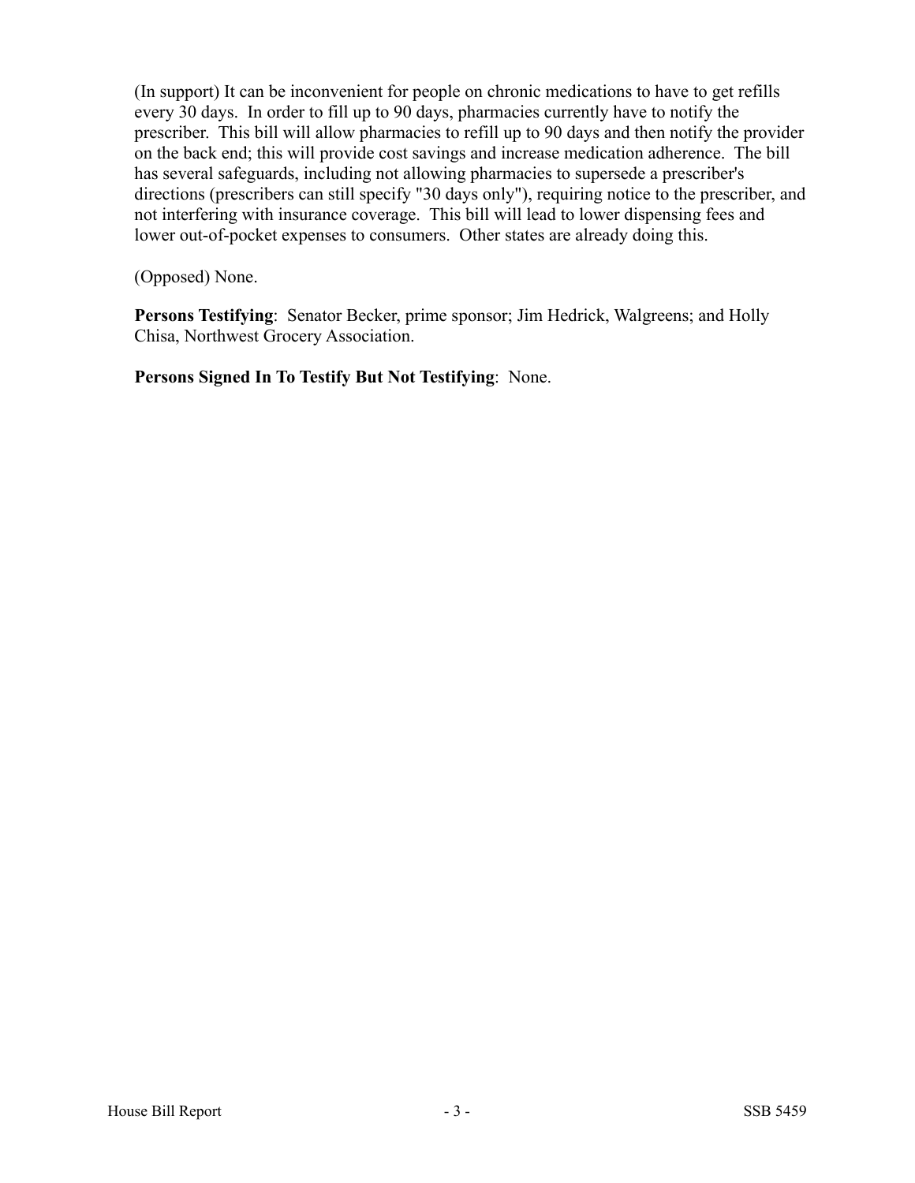(In support) It can be inconvenient for people on chronic medications to have to get refills every 30 days. In order to fill up to 90 days, pharmacies currently have to notify the prescriber. This bill will allow pharmacies to refill up to 90 days and then notify the provider on the back end; this will provide cost savings and increase medication adherence. The bill has several safeguards, including not allowing pharmacies to supersede a prescriber's directions (prescribers can still specify "30 days only"), requiring notice to the prescriber, and not interfering with insurance coverage. This bill will lead to lower dispensing fees and lower out-of-pocket expenses to consumers. Other states are already doing this.

(Opposed) None.

**Persons Testifying**: Senator Becker, prime sponsor; Jim Hedrick, Walgreens; and Holly Chisa, Northwest Grocery Association.

**Persons Signed In To Testify But Not Testifying**: None.